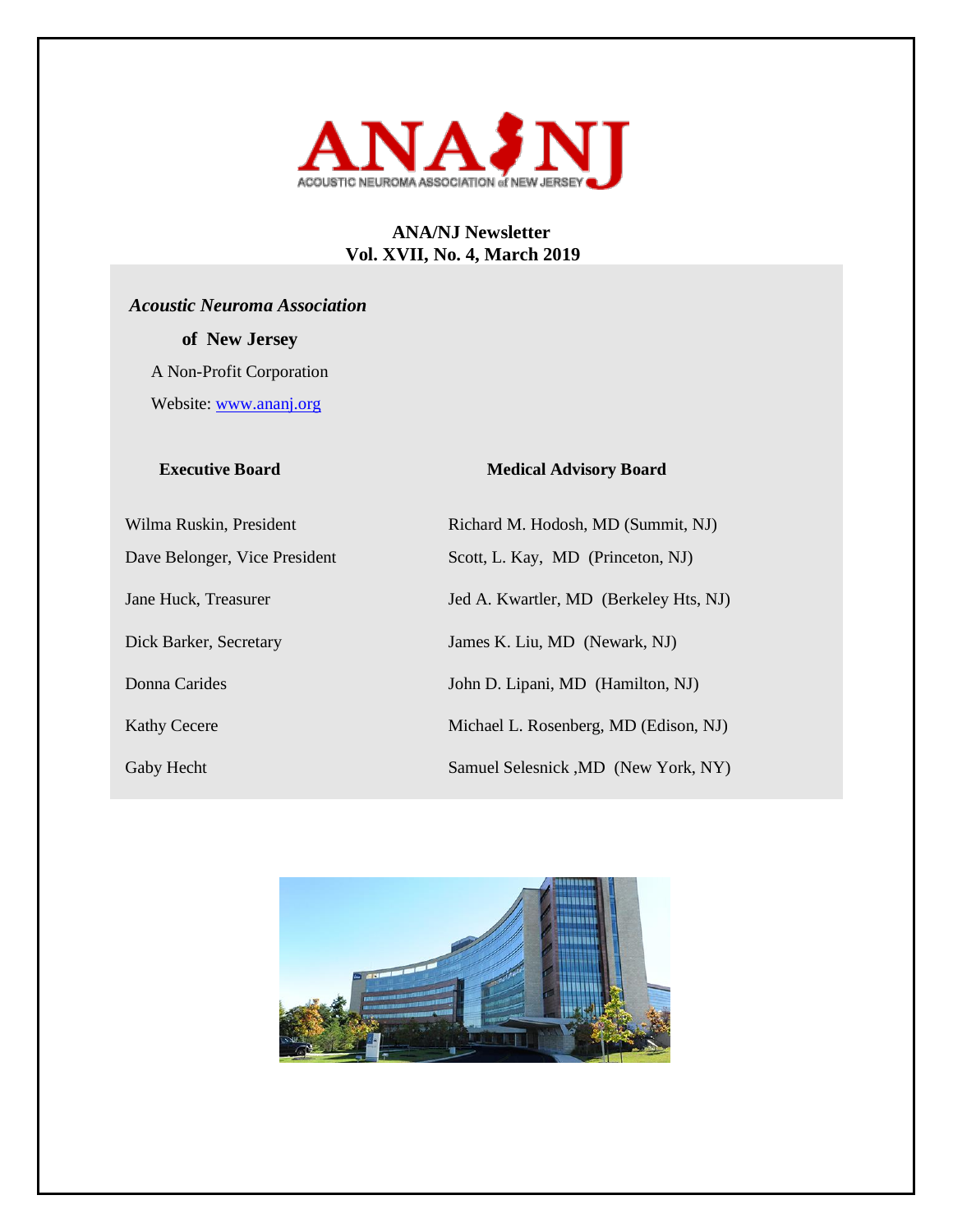ANA/NJ

ACOUSTIC NEUROMA ASSOCIATION of NEW JERSEY

**ANA/NJ Newsletter**
**Vol. XVII, No. 4, March 2019**

***Acoustic Neuroma Association***

**of New Jersey**

A Non-Profit Corporation

Website: [www.ananj.org](http://www.ananj.org)

| **Executive Board** | **Medical Advisory Board** |
|---|---|
| Wilma Ruskin, President | Richard M. Hodosh, MD (Summit, NJ) |
| Dave Belonger, Vice President | Scott, L. Kay, MD (Princeton, NJ) |
| Jane Huck, Treasurer | Jed A. Kwartler, MD (Berkeley Hts, NJ) |
| Dick Barker, Secretary | James K. Liu, MD (Newark, NJ) |
| Donna Carides | John D. Lipani, MD (Hamilton, NJ) |
| Kathy Cecere | Michael L. Rosenberg, MD (Edison, NJ) |
| Gaby Hecht | Samuel Selesnick ,MD (New York, NY) |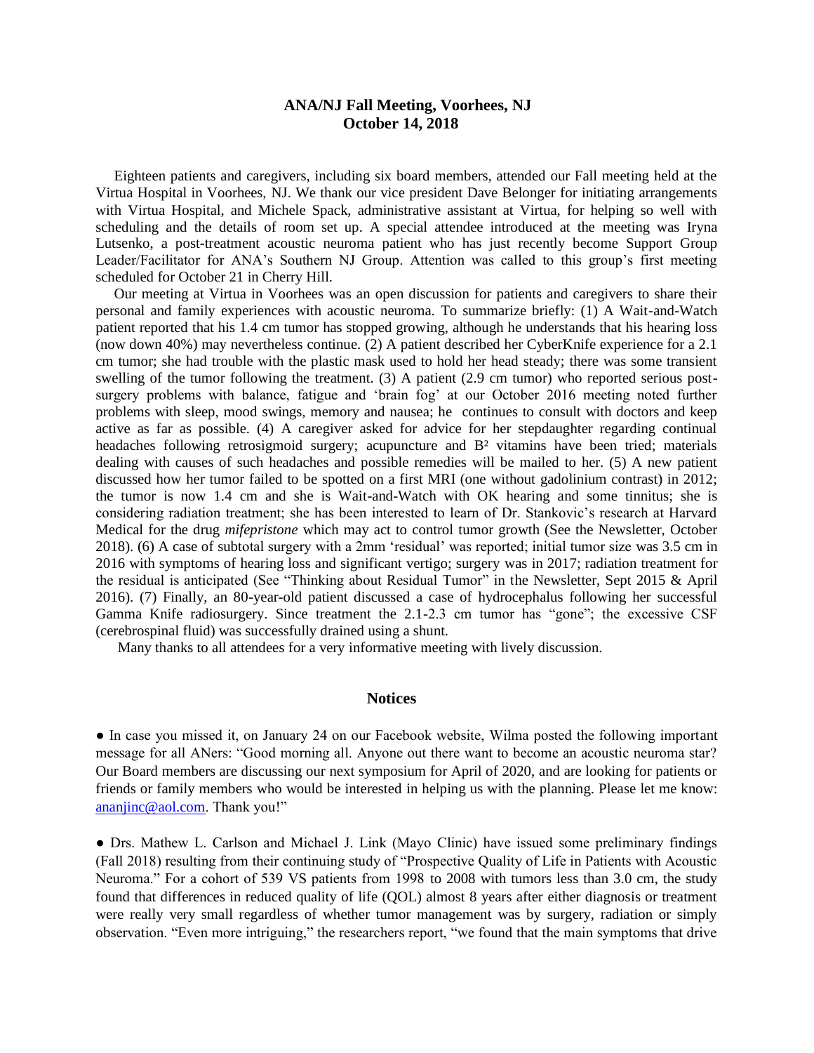**ANA/NJ Fall Meeting, Voorhees, NJ**
**October 14, 2018**

Eighteen patients and caregivers, including six board members, attended our Fall meeting held at the Virtua Hospital in Voorhees, NJ. We thank our vice president Dave Belonger for initiating arrangements with Virtua Hospital, and Michele Spack, administrative assistant at Virtua, for helping so well with scheduling and the details of room set up. A special attendee introduced at the meeting was Iryna Lutsenko, a post-treatment acoustic neuroma patient who has just recently become Support Group Leader/Facilitator for ANA's Southern NJ Group. Attention was called to this group's first meeting scheduled for October 21 in Cherry Hill.

Our meeting at Virtua in Voorhees was an open discussion for patients and caregivers to share their personal and family experiences with acoustic neuroma. To summarize briefly: (1) A Wait-and-Watch patient reported that his 1.4 cm tumor has stopped growing, although he understands that his hearing loss (now down 40%) may nevertheless continue. (2) A patient described her CyberKnife experience for a 2.1 cm tumor; she had trouble with the plastic mask used to hold her head steady; there was some transient swelling of the tumor following the treatment. (3) A patient (2.9 cm tumor) who reported serious post-surgery problems with balance, fatigue and 'brain fog' at our October 2016 meeting noted further problems with sleep, mood swings, memory and nausea; he continues to consult with doctors and keep active as far as possible. (4) A caregiver asked for advice for her stepdaughter regarding continual headaches following retrosigmoid surgery; acupuncture and B² vitamins have been tried; materials dealing with causes of such headaches and possible remedies will be mailed to her. (5) A new patient discussed how her tumor failed to be spotted on a first MRI (one without gadolinium contrast) in 2012; the tumor is now 1.4 cm and she is Wait-and-Watch with OK hearing and some tinnitus; she is considering radiation treatment; she has been interested to learn of Dr. Stankovic's research at Harvard Medical for the drug *mifepristone* which may act to control tumor growth (See the Newsletter, October 2018). (6) A case of subtotal surgery with a 2mm 'residual' was reported; initial tumor size was 3.5 cm in 2016 with symptoms of hearing loss and significant vertigo; surgery was in 2017; radiation treatment for the residual is anticipated (See "Thinking about Residual Tumor" in the Newsletter, Sept 2015 & April 2016). (7) Finally, an 80-year-old patient discussed a case of hydrocephalus following her successful Gamma Knife radiosurgery. Since treatment the 2.1-2.3 cm tumor has "gone"; the excessive CSF (cerebrospinal fluid) was successfully drained using a shunt.

Many thanks to all attendees for a very informative meeting with lively discussion.

## Notices

● In case you missed it, on January 24 on our Facebook website, Wilma posted the following important message for all ANers: "Good morning all. Anyone out there want to become an acoustic neuroma star? Our Board members are discussing our next symposium for April of 2020, and are looking for patients or friends or family members who would be interested in helping us with the planning. Please let me know: ananjinc@aol.com. Thank you!"

● Drs. Mathew L. Carlson and Michael J. Link (Mayo Clinic) have issued some preliminary findings (Fall 2018) resulting from their continuing study of "Prospective Quality of Life in Patients with Acoustic Neuroma." For a cohort of 539 VS patients from 1998 to 2008 with tumors less than 3.0 cm, the study found that differences in reduced quality of life (QOL) almost 8 years after either diagnosis or treatment were really very small regardless of whether tumor management was by surgery, radiation or simply observation. "Even more intriguing," the researchers report, "we found that the main symptoms that drive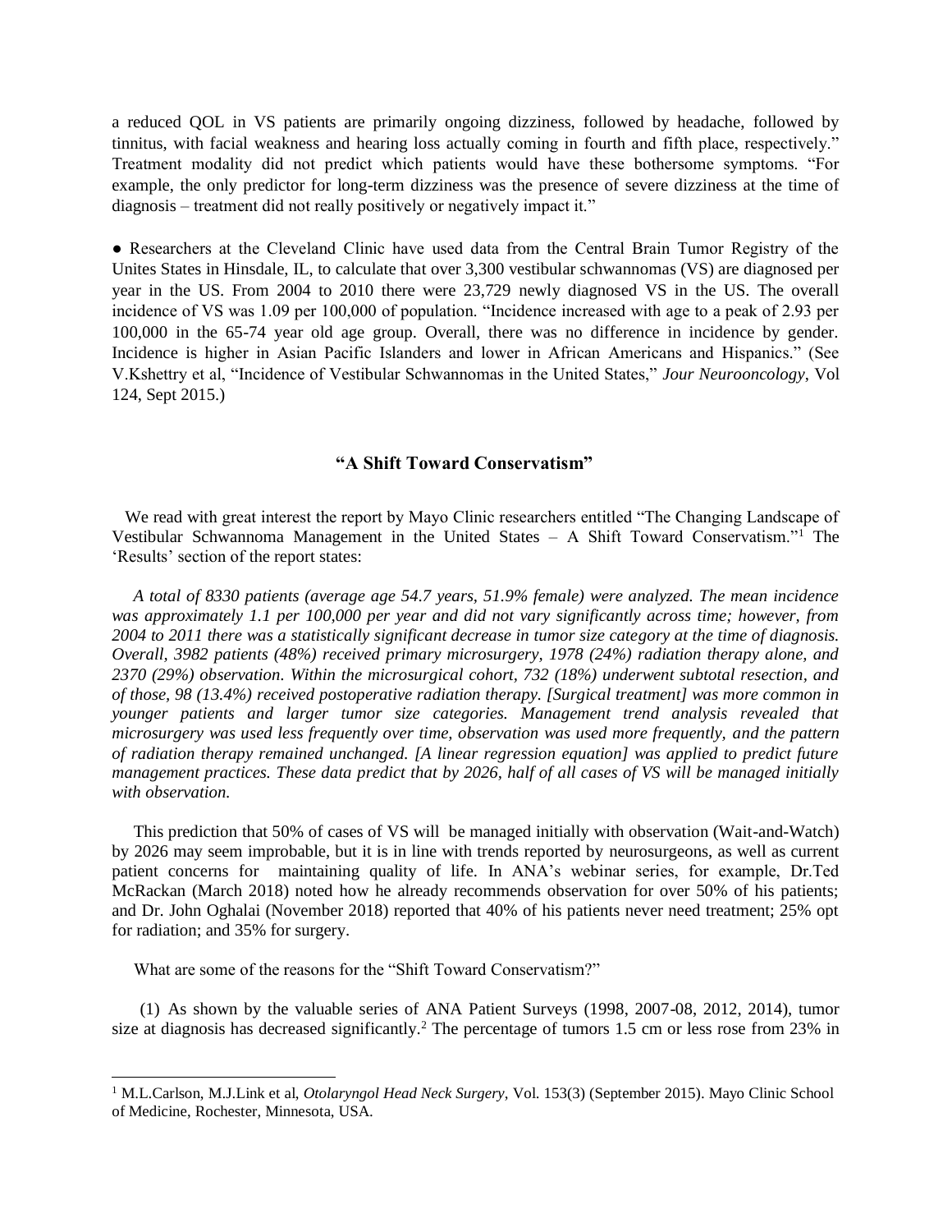a reduced QOL in VS patients are primarily ongoing dizziness, followed by headache, followed by tinnitus, with facial weakness and hearing loss actually coming in fourth and fifth place, respectively." Treatment modality did not predict which patients would have these bothersome symptoms. "For example, the only predictor for long-term dizziness was the presence of severe dizziness at the time of diagnosis – treatment did not really positively or negatively impact it."

● Researchers at the Cleveland Clinic have used data from the Central Brain Tumor Registry of the Unites States in Hinsdale, IL, to calculate that over 3,300 vestibular schwannomas (VS) are diagnosed per year in the US. From 2004 to 2010 there were 23,729 newly diagnosed VS in the US. The overall incidence of VS was 1.09 per 100,000 of population. "Incidence increased with age to a peak of 2.93 per 100,000 in the 65-74 year old age group. Overall, there was no difference in incidence by gender. Incidence is higher in Asian Pacific Islanders and lower in African Americans and Hispanics." (See V.Kshettry et al, "Incidence of Vestibular Schwannomas in the United States," *Jour Neurooncology*, Vol 124, Sept 2015.)

## "A Shift Toward Conservatism"

We read with great interest the report by Mayo Clinic researchers entitled "The Changing Landscape of Vestibular Schwannoma Management in the United States – A Shift Toward Conservatism."[1] The 'Results' section of the report states:

*A total of 8330 patients (average age 54.7 years, 51.9% female) were analyzed. The mean incidence was approximately 1.1 per 100,000 per year and did not vary significantly across time; however, from 2004 to 2011 there was a statistically significant decrease in tumor size category at the time of diagnosis. Overall, 3982 patients (48%) received primary microsurgery, 1978 (24%) radiation therapy alone, and 2370 (29%) observation. Within the microsurgical cohort, 732 (18%) underwent subtotal resection, and of those, 98 (13.4%) received postoperative radiation therapy. [Surgical treatment] was more common in younger patients and larger tumor size categories. Management trend analysis revealed that microsurgery was used less frequently over time, observation was used more frequently, and the pattern of radiation therapy remained unchanged. [A linear regression equation] was applied to predict future management practices. These data predict that by 2026, half of all cases of VS will be managed initially with observation.*

This prediction that 50% of cases of VS will be managed initially with observation (Wait-and-Watch) by 2026 may seem improbable, but it is in line with trends reported by neurosurgeons, as well as current patient concerns for maintaining quality of life. In ANA's webinar series, for example, Dr.Ted McRackan (March 2018) noted how he already recommends observation for over 50% of his patients; and Dr. John Oghalai (November 2018) reported that 40% of his patients never need treatment; 25% opt for radiation; and 35% for surgery.

What are some of the reasons for the "Shift Toward Conservatism?"

(1) As shown by the valuable series of ANA Patient Surveys (1998, 2007-08, 2012, 2014), tumor size at diagnosis has decreased significantly.[2] The percentage of tumors 1.5 cm or less rose from 23% in

---

[1] M.L.Carlson, M.J.Link et al, *Otolaryngol Head Neck Surgery*, Vol. 153(3) (September 2015). Mayo Clinic School of Medicine, Rochester, Minnesota, USA.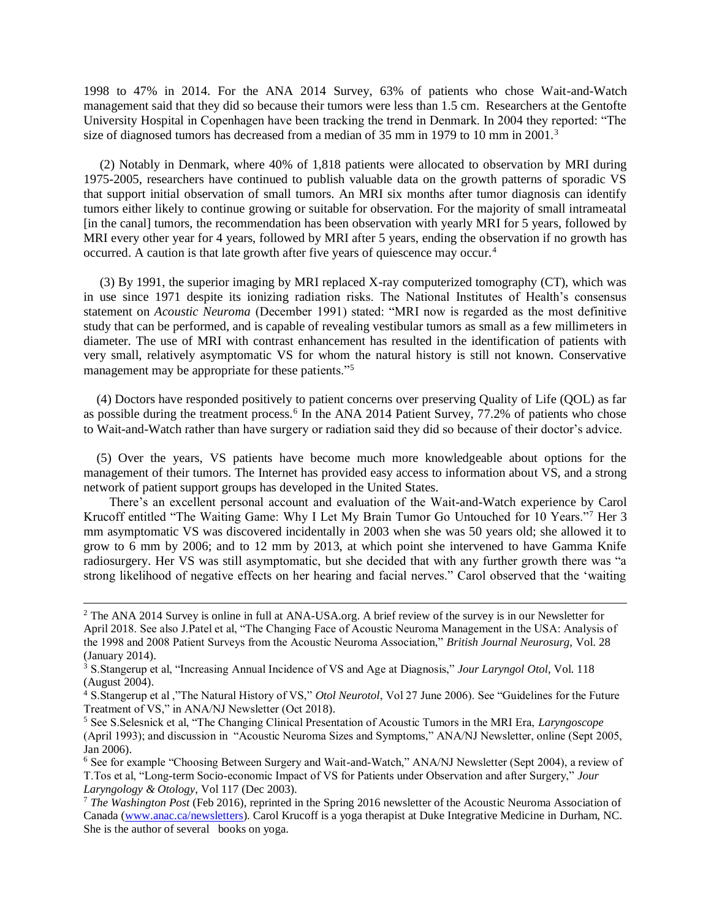1998 to 47% in 2014. For the ANA 2014 Survey, 63% of patients who chose Wait-and-Watch management said that they did so because their tumors were less than 1.5 cm. Researchers at the Gentofte University Hospital in Copenhagen have been tracking the trend in Denmark. In 2004 they reported: "The size of diagnosed tumors has decreased from a median of 35 mm in 1979 to 10 mm in 2001.[3]

(2) Notably in Denmark, where 40% of 1,818 patients were allocated to observation by MRI during 1975-2005, researchers have continued to publish valuable data on the growth patterns of sporadic VS that support initial observation of small tumors. An MRI six months after tumor diagnosis can identify tumors either likely to continue growing or suitable for observation. For the majority of small intrameatal [in the canal] tumors, the recommendation has been observation with yearly MRI for 5 years, followed by MRI every other year for 4 years, followed by MRI after 5 years, ending the observation if no growth has occurred. A caution is that late growth after five years of quiescence may occur.[4]

(3) By 1991, the superior imaging by MRI replaced X-ray computerized tomography (CT), which was in use since 1971 despite its ionizing radiation risks. The National Institutes of Health's consensus statement on *Acoustic Neuroma* (December 1991) stated: "MRI now is regarded as the most definitive study that can be performed, and is capable of revealing vestibular tumors as small as a few millimeters in diameter. The use of MRI with contrast enhancement has resulted in the identification of patients with very small, relatively asymptomatic VS for whom the natural history is still not known. Conservative management may be appropriate for these patients."[5]

(4) Doctors have responded positively to patient concerns over preserving Quality of Life (QOL) as far as possible during the treatment process.[6] In the ANA 2014 Patient Survey, 77.2% of patients who chose to Wait-and-Watch rather than have surgery or radiation said they did so because of their doctor's advice.

(5) Over the years, VS patients have become much more knowledgeable about options for the management of their tumors. The Internet has provided easy access to information about VS, and a strong network of patient support groups has developed in the United States.

There's an excellent personal account and evaluation of the Wait-and-Watch experience by Carol Krucoff entitled "The Waiting Game: Why I Let My Brain Tumor Go Untouched for 10 Years."[7] Her 3 mm asymptomatic VS was discovered incidentally in 2003 when she was 50 years old; she allowed it to grow to 6 mm by 2006; and to 12 mm by 2013, at which point she intervened to have Gamma Knife radiosurgery. Her VS was still asymptomatic, but she decided that with any further growth there was "a strong likelihood of negative effects on her hearing and facial nerves." Carol observed that the 'waiting

---

[2] The ANA 2014 Survey is online in full at ANA-USA.org. A brief review of the survey is in our Newsletter for April 2018. See also J.Patel et al, "The Changing Face of Acoustic Neuroma Management in the USA: Analysis of the 1998 and 2008 Patient Surveys from the Acoustic Neuroma Association," *British Journal Neurosurg*, Vol. 28 (January 2014).

[3] S.Stangerup et al, "Increasing Annual Incidence of VS and Age at Diagnosis," *Jour Laryngol Otol*, Vol. 118 (August 2004).

[4] S.Stangerup et al ,"The Natural History of VS," *Otol Neurotol*, Vol 27 June 2006). See "Guidelines for the Future Treatment of VS," in ANA/NJ Newsletter (Oct 2018).

[5] See S.Selesnick et al, "The Changing Clinical Presentation of Acoustic Tumors in the MRI Era, *Laryngoscope* (April 1993); and discussion in "Acoustic Neuroma Sizes and Symptoms," ANA/NJ Newsletter, online (Sept 2005, Jan 2006).

[6] See for example "Choosing Between Surgery and Wait-and-Watch," ANA/NJ Newsletter (Sept 2004), a review of T.Tos et al, "Long-term Socio-economic Impact of VS for Patients under Observation and after Surgery," *Jour Laryngology & Otology*, Vol 117 (Dec 2003).

[7] *The Washington Post* (Feb 2016), reprinted in the Spring 2016 newsletter of the Acoustic Neuroma Association of Canada (www.anac.ca/newsletters). Carol Krucoff is a yoga therapist at Duke Integrative Medicine in Durham, NC. She is the author of several books on yoga.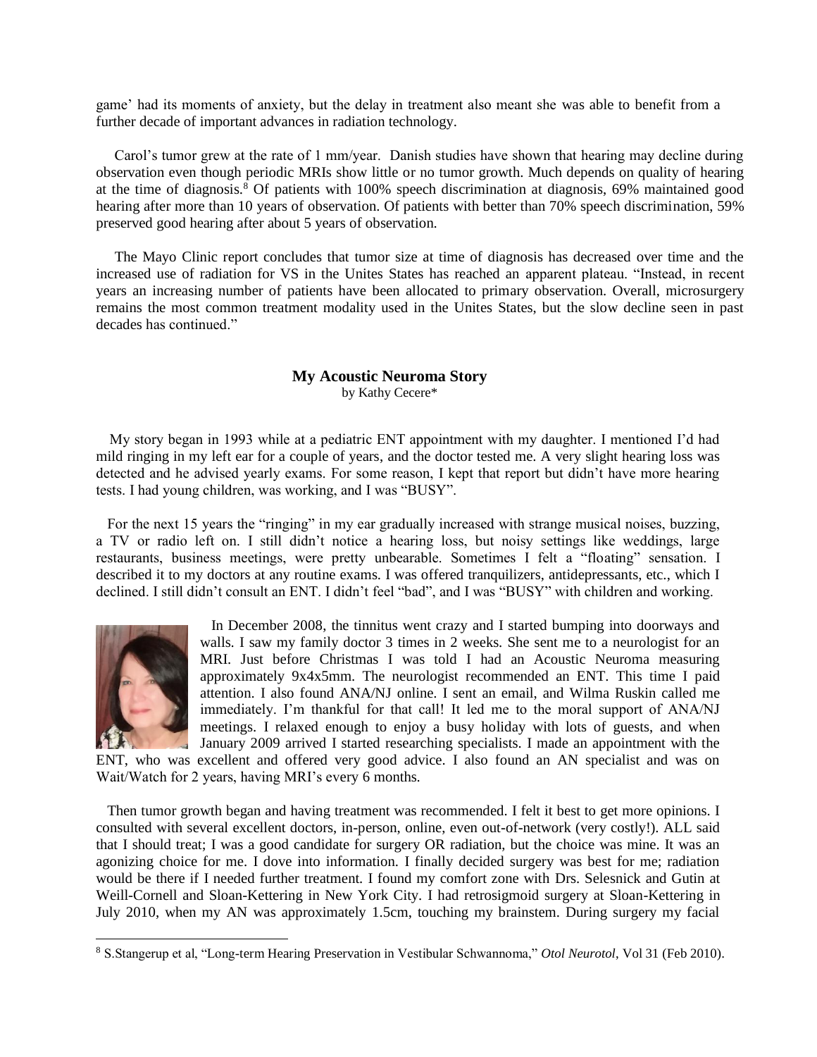game' had its moments of anxiety, but the delay in treatment also meant she was able to benefit from a further decade of important advances in radiation technology.

Carol's tumor grew at the rate of 1 mm/year. Danish studies have shown that hearing may decline during observation even though periodic MRIs show little or no tumor growth. Much depends on quality of hearing at the time of diagnosis.[8] Of patients with 100% speech discrimination at diagnosis, 69% maintained good hearing after more than 10 years of observation. Of patients with better than 70% speech discrimination, 59% preserved good hearing after about 5 years of observation.

The Mayo Clinic report concludes that tumor size at time of diagnosis has decreased over time and the increased use of radiation for VS in the Unites States has reached an apparent plateau. "Instead, in recent years an increasing number of patients have been allocated to primary observation. Overall, microsurgery remains the most common treatment modality used in the Unites States, but the slow decline seen in past decades has continued."

## My Acoustic Neuroma Story

by Kathy Cecere*

My story began in 1993 while at a pediatric ENT appointment with my daughter. I mentioned I'd had mild ringing in my left ear for a couple of years, and the doctor tested me. A very slight hearing loss was detected and he advised yearly exams. For some reason, I kept that report but didn't have more hearing tests. I had young children, was working, and I was "BUSY".

For the next 15 years the "ringing" in my ear gradually increased with strange musical noises, buzzing, a TV or radio left on. I still didn't notice a hearing loss, but noisy settings like weddings, large restaurants, business meetings, were pretty unbearable. Sometimes I felt a "floating" sensation. I described it to my doctors at any routine exams. I was offered tranquilizers, antidepressants, etc., which I declined. I still didn't consult an ENT. I didn't feel "bad", and I was "BUSY" with children and working.

In December 2008, the tinnitus went crazy and I started bumping into doorways and walls. I saw my family doctor 3 times in 2 weeks. She sent me to a neurologist for an MRI. Just before Christmas I was told I had an Acoustic Neuroma measuring approximately 9x4x5mm. The neurologist recommended an ENT. This time I paid attention. I also found ANA/NJ online. I sent an email, and Wilma Ruskin called me immediately. I'm thankful for that call! It led me to the moral support of ANA/NJ meetings. I relaxed enough to enjoy a busy holiday with lots of guests, and when January 2009 arrived I started researching specialists. I made an appointment with the ENT, who was excellent and offered very good advice. I also found an AN specialist and was on Wait/Watch for 2 years, having MRI's every 6 months.

Then tumor growth began and having treatment was recommended. I felt it best to get more opinions. I consulted with several excellent doctors, in-person, online, even out-of-network (very costly!). ALL said that I should treat; I was a good candidate for surgery OR radiation, but the choice was mine. It was an agonizing choice for me. I dove into information. I finally decided surgery was best for me; radiation would be there if I needed further treatment. I found my comfort zone with Drs. Selesnick and Gutin at Weill-Cornell and Sloan-Kettering in New York City. I had retrosigmoid surgery at Sloan-Kettering in July 2010, when my AN was approximately 1.5cm, touching my brainstem. During surgery my facial

[8] S.Stangerup et al, "Long-term Hearing Preservation in Vestibular Schwannoma," *Otol Neurotol*, Vol 31 (Feb 2010).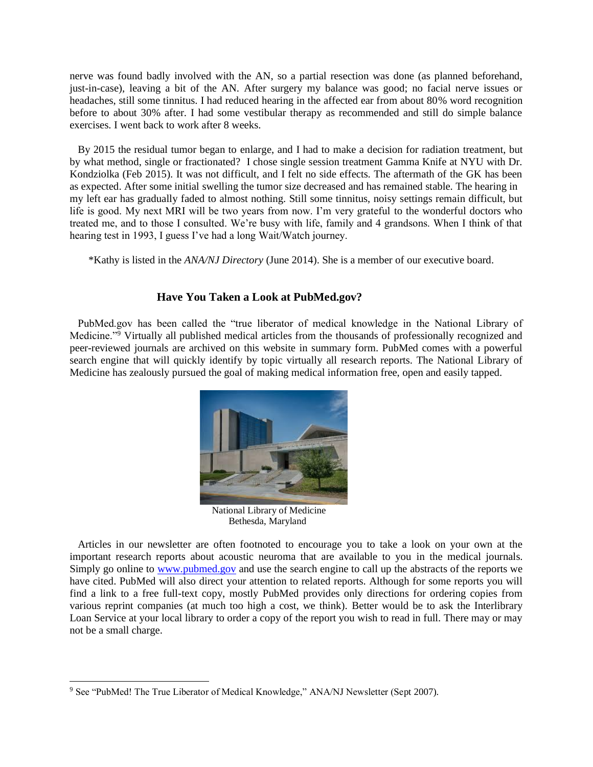nerve was found badly involved with the AN, so a partial resection was done (as planned beforehand, just-in-case), leaving a bit of the AN. After surgery my balance was good; no facial nerve issues or headaches, still some tinnitus. I had reduced hearing in the affected ear from about 80% word recognition before to about 30% after. I had some vestibular therapy as recommended and still do simple balance exercises. I went back to work after 8 weeks.

By 2015 the residual tumor began to enlarge, and I had to make a decision for radiation treatment, but by what method, single or fractionated? I chose single session treatment Gamma Knife at NYU with Dr. Kondziolka (Feb 2015). It was not difficult, and I felt no side effects. The aftermath of the GK has been as expected. After some initial swelling the tumor size decreased and has remained stable. The hearing in my left ear has gradually faded to almost nothing. Still some tinnitus, noisy settings remain difficult, but life is good. My next MRI will be two years from now. I'm very grateful to the wonderful doctors who treated me, and to those I consulted. We're busy with life, family and 4 grandsons. When I think of that hearing test in 1993, I guess I've had a long Wait/Watch journey.

*Kathy is listed in the *ANA/NJ Directory* (June 2014). She is a member of our executive board.

## Have You Taken a Look at PubMed.gov?

PubMed.gov has been called the "true liberator of medical knowledge in the National Library of Medicine."[9] Virtually all published medical articles from the thousands of professionally recognized and peer-reviewed journals are archived on this website in summary form. PubMed comes with a powerful search engine that will quickly identify by topic virtually all research reports. The National Library of Medicine has zealously pursued the goal of making medical information free, open and easily tapped.

National Library of Medicine
Bethesda, Maryland

Articles in our newsletter are often footnoted to encourage you to take a look on your own at the important research reports about acoustic neuroma that are available to you in the medical journals. Simply go online to www.pubmed.gov and use the search engine to call up the abstracts of the reports we have cited. PubMed will also direct your attention to related reports. Although for some reports you will find a link to a free full-text copy, mostly PubMed provides only directions for ordering copies from various reprint companies (at much too high a cost, we think). Better would be to ask the Interlibrary Loan Service at your local library to order a copy of the report you wish to read in full. There may or may not be a small charge.

---

[9] See "PubMed! The True Liberator of Medical Knowledge," ANA/NJ Newsletter (Sept 2007).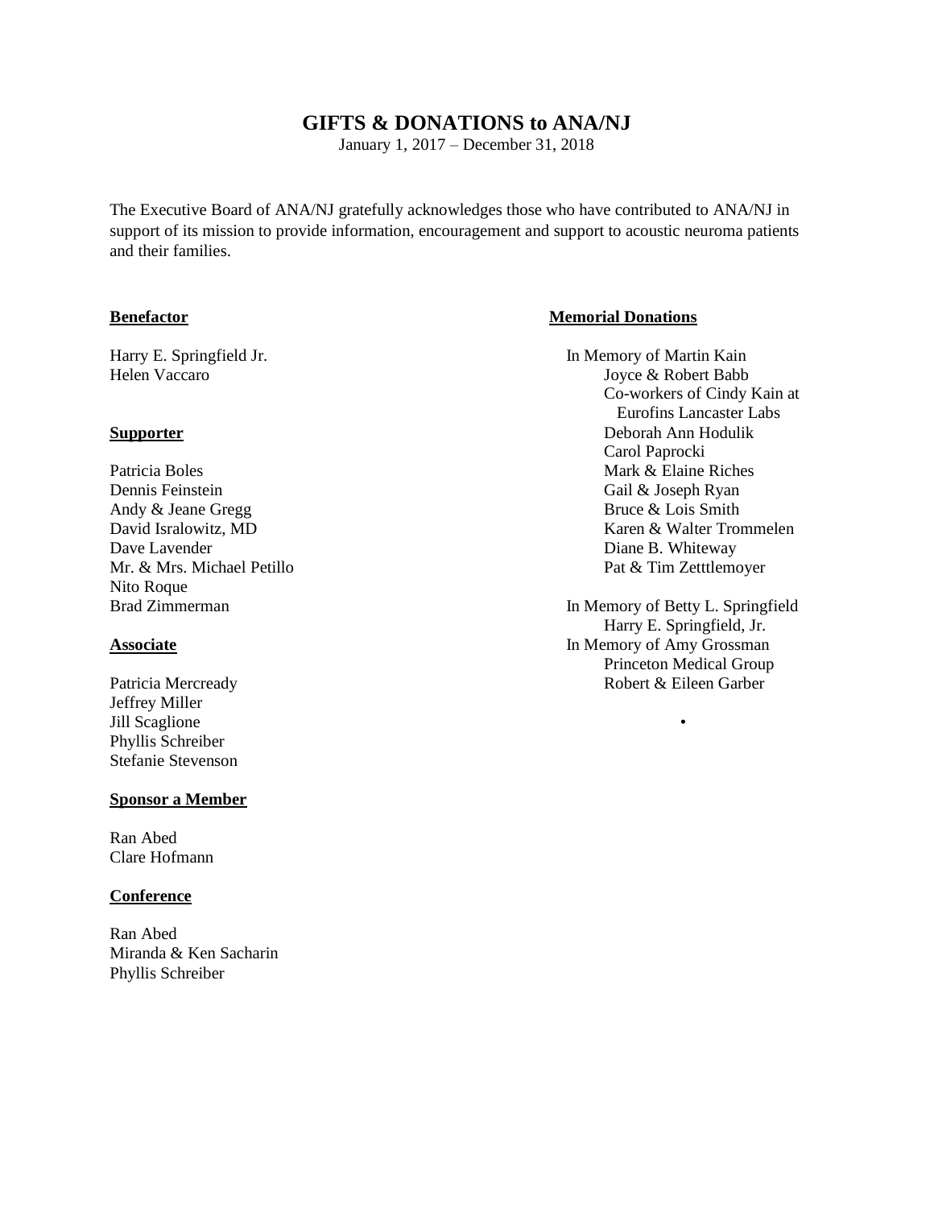# GIFTS & DONATIONS to ANA/NJ

January 1, 2017 – December 31, 2018

The Executive Board of ANA/NJ gratefully acknowledges those who have contributed to ANA/NJ in support of its mission to provide information, encouragement and support to acoustic neuroma patients and their families.

**Benefactor**

Harry E. Springfield Jr.
Helen Vaccaro

**Supporter**

Patricia Boles
Dennis Feinstein
Andy & Jeane Gregg
David Isralowitz, MD
Dave Lavender
Mr. & Mrs. Michael Petillo
Nito Roque
Brad Zimmerman

**Associate**

Patricia Mercready
Jeffrey Miller
Jill Scaglione
Phyllis Schreiber
Stefanie Stevenson

**Sponsor a Member**

Ran Abed
Clare Hofmann

**Conference**

Ran Abed
Miranda & Ken Sacharin
Phyllis Schreiber

**Memorial Donations**

In Memory of Martin Kain
- Joyce & Robert Babb
- Co-workers of Cindy Kain at Eurofins Lancaster Labs
- Deborah Ann Hodulik
- Carol Paprocki
- Mark & Elaine Riches
- Gail & Joseph Ryan
- Bruce & Lois Smith
- Karen & Walter Trommelen
- Diane B. Whiteway
- Pat & Tim Zetttlemoyer

In Memory of Betty L. Springfield
- Harry E. Springfield, Jr.

In Memory of Amy Grossman
- Princeton Medical Group
- Robert & Eileen Garber

•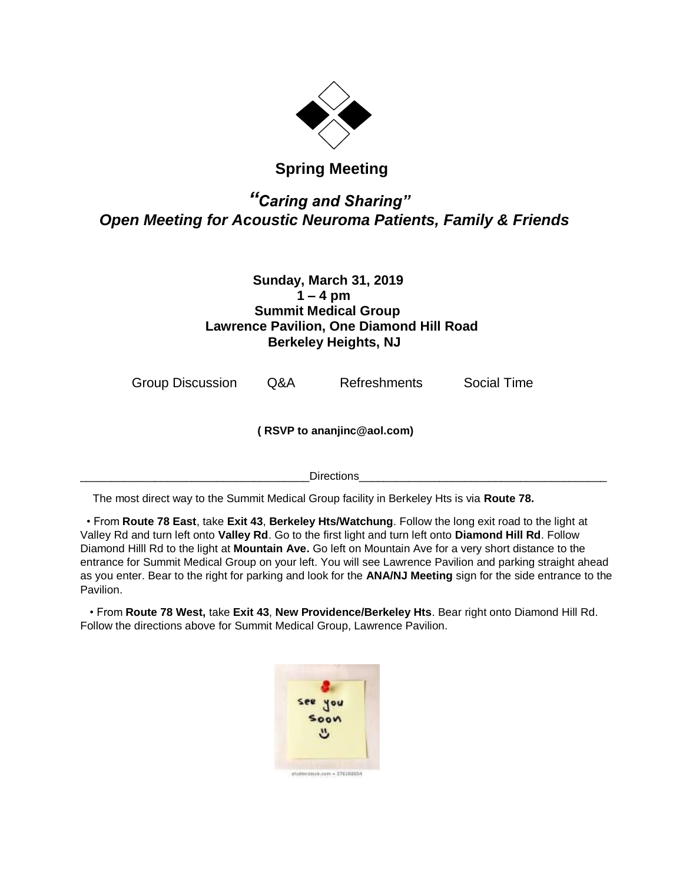## Spring Meeting

### *"Caring and Sharing"*
### *Open Meeting for Acoustic Neuroma Patients, Family & Friends*

**Sunday, March 31, 2019**
**1 – 4 pm**
**Summit Medical Group**
**Lawrence Pavilion, One Diamond Hill Road**
**Berkeley Heights, NJ**

Group Discussion Q&A Refreshments Social Time

**( RSVP to ananjinc@aol.com)**

______________________________Directions______________________________

The most direct way to the Summit Medical Group facility in Berkeley Hts is via **Route 78.**

- From **Route 78 East**, take **Exit 43**, **Berkeley Hts/Watchung**. Follow the long exit road to the light at Valley Rd and turn left onto **Valley Rd**. Go to the first light and turn left onto **Diamond Hill Rd**. Follow Diamond Hilll Rd to the light at **Mountain Ave.** Go left on Mountain Ave for a very short distance to the entrance for Summit Medical Group on your left. You will see Lawrence Pavilion and parking straight ahead as you enter. Bear to the right for parking and look for the **ANA/NJ Meeting** sign for the side entrance to the Pavilion.

- From **Route 78 West,** take **Exit 43**, **New Providence/Berkeley Hts**. Bear right onto Diamond Hill Rd. Follow the directions above for Summit Medical Group, Lawrence Pavilion.

see you soon

shutterstock.com • 376188654